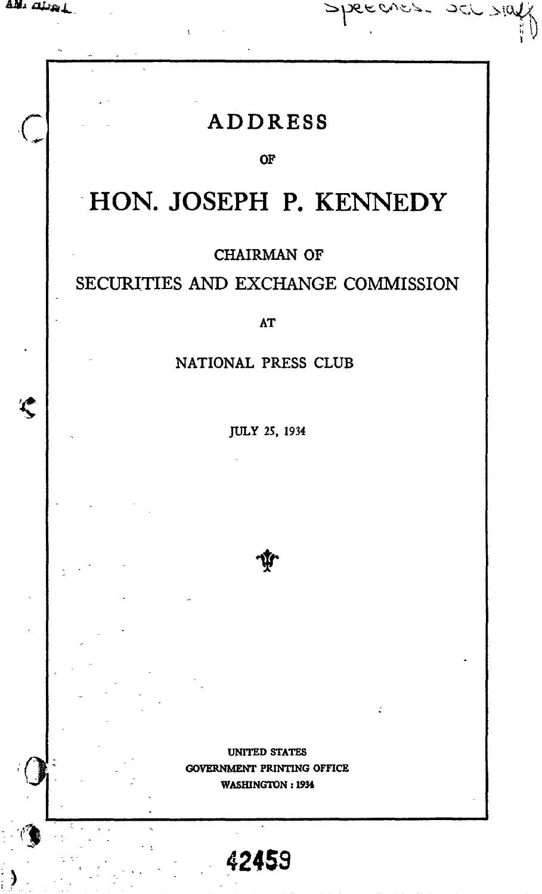# ADDRESS

OF

# HON. JOSEPH P. KENNEDY

CHAIRMAN OF

SECURITIES AND EXCHANGE COMMISSION

AT

NATIONAL PRESS CLUB

JULY 25, 1934

UNITED STATES
GOVERNMENT PRINTING OFFICE
WASHINGTON : 1934

42459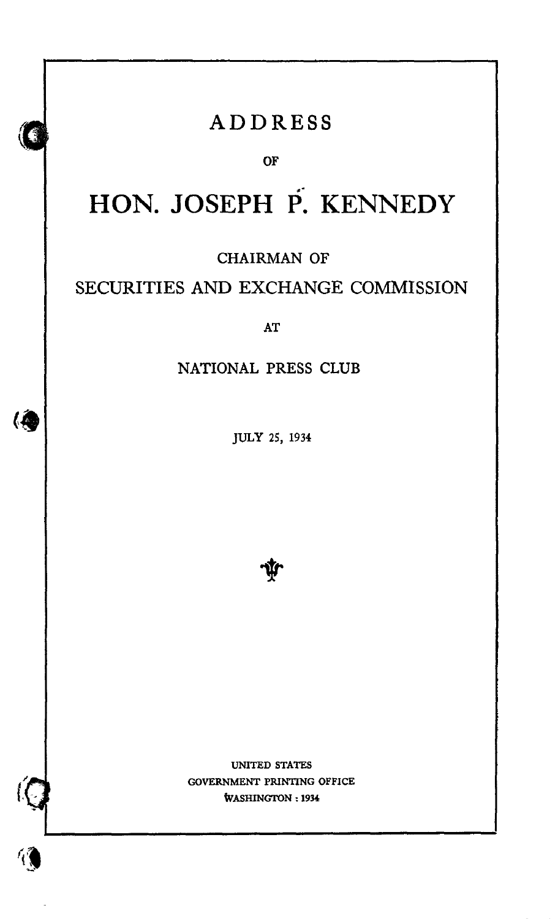# ADDRESS

OF

# HON. JOSEPH P. KENNEDY

CHAIRMAN OF

SECURITIES AND EXCHANGE COMMISSION

AT

NATIONAL PRESS CLUB

JULY 25, 1934

UNITED STATES
GOVERNMENT PRINTING OFFICE
WASHINGTON : 1934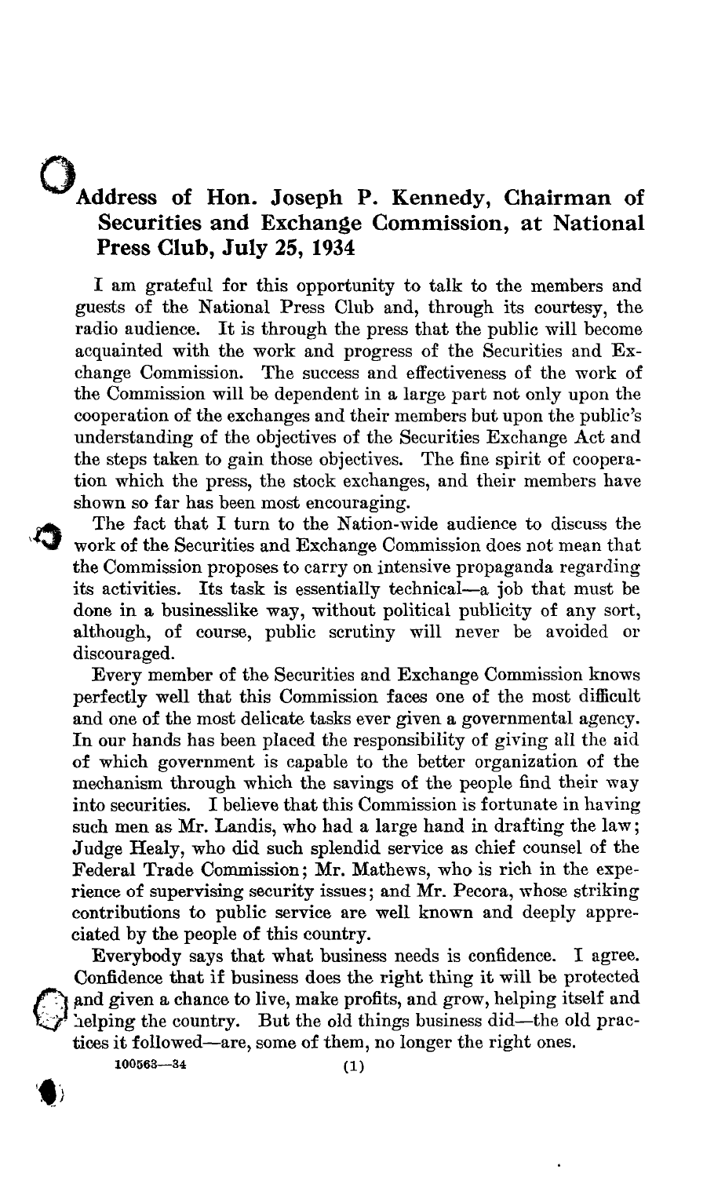# Address of Hon. Joseph P. Kennedy, Chairman of Securities and Exchange Commission, at National Press Club, July 25, 1934

I am grateful for this opportunity to talk to the members and guests of the National Press Club and, through its courtesy, the radio audience. It is through the press that the public will become acquainted with the work and progress of the Securities and Exchange Commission. The success and effectiveness of the work of the Commission will be dependent in a large part not only upon the cooperation of the exchanges and their members but upon the public's understanding of the objectives of the Securities Exchange Act and the steps taken to gain those objectives. The fine spirit of cooperation which the press, the stock exchanges, and their members have shown so far has been most encouraging.

The fact that I turn to the Nation-wide audience to discuss the work of the Securities and Exchange Commission does not mean that the Commission proposes to carry on intensive propaganda regarding its activities. Its task is essentially technical—a job that must be done in a businesslike way, without political publicity of any sort, although, of course, public scrutiny will never be avoided or discouraged.

Every member of the Securities and Exchange Commission knows perfectly well that this Commission faces one of the most difficult and one of the most delicate tasks ever given a governmental agency. In our hands has been placed the responsibility of giving all the aid of which government is capable to the better organization of the mechanism through which the savings of the people find their way into securities. I believe that this Commission is fortunate in having such men as Mr. Landis, who had a large hand in drafting the law; Judge Healy, who did such splendid service as chief counsel of the Federal Trade Commission; Mr. Mathews, who is rich in the experience of supervising security issues; and Mr. Pecora, whose striking contributions to public service are well known and deeply appreciated by the people of this country.

Everybody says that what business needs is confidence. I agree. Confidence that if business does the right thing it will be protected and given a chance to live, make profits, and grow, helping itself and helping the country. But the old things business did—the old practices it followed—are, some of them, no longer the right ones.

100563—34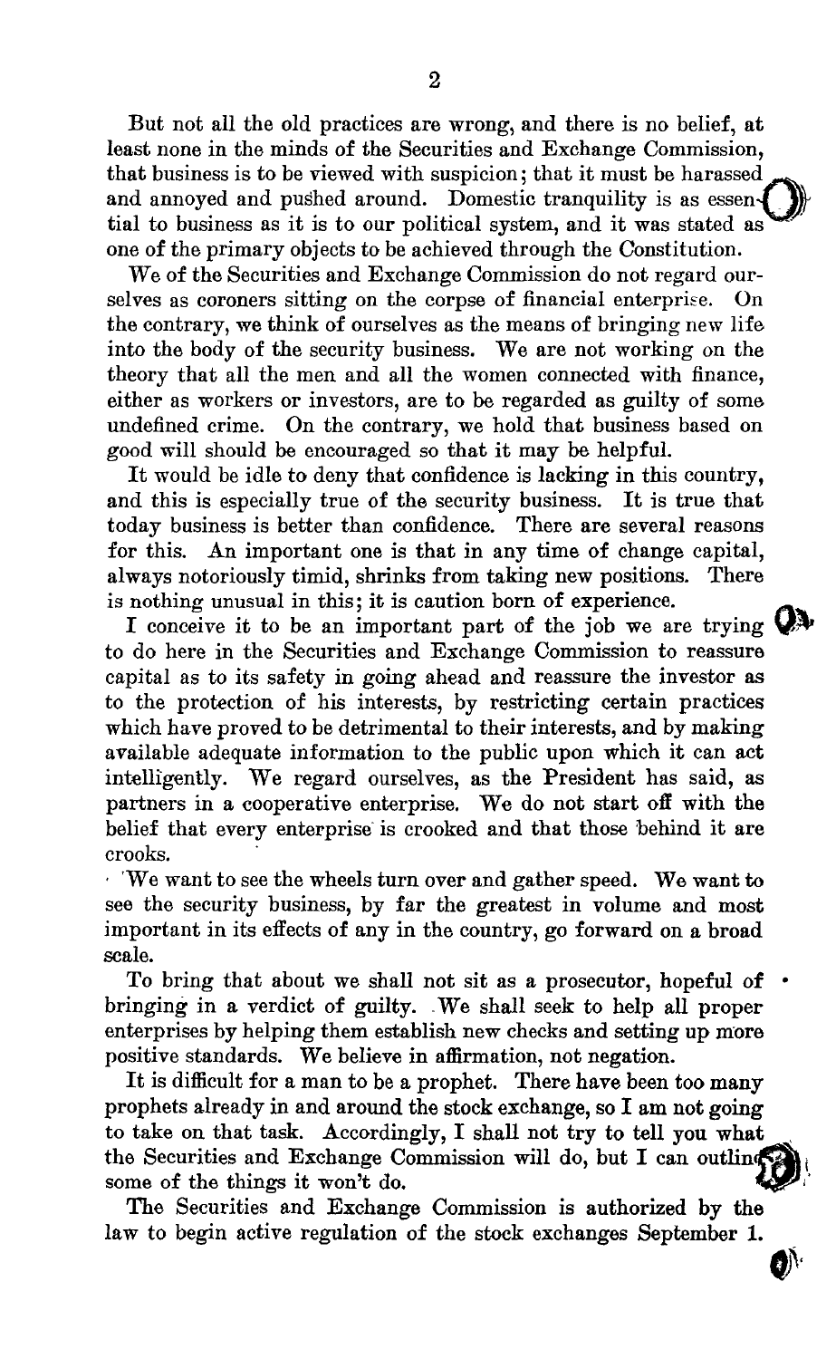But not all the old practices are wrong, and there is no belief, at least none in the minds of the Securities and Exchange Commission, that business is to be viewed with suspicion; that it must be harassed and annoyed and pushed around. Domestic tranquility is as essential to business as it is to our political system, and it was stated as one of the primary objects to be achieved through the Constitution.

We of the Securities and Exchange Commission do not regard ourselves as coroners sitting on the corpse of financial enterprise. On the contrary, we think of ourselves as the means of bringing new life into the body of the security business. We are not working on the theory that all the men and all the women connected with finance, either as workers or investors, are to be regarded as guilty of some undefined crime. On the contrary, we hold that business based on good will should be encouraged so that it may be helpful.

It would be idle to deny that confidence is lacking in this country, and this is especially true of the security business. It is true that today business is better than confidence. There are several reasons for this. An important one is that in any time of change capital, always notoriously timid, shrinks from taking new positions. There is nothing unusual in this; it is caution born of experience.

I conceive it to be an important part of the job we are trying to do here in the Securities and Exchange Commission to reassure capital as to its safety in going ahead and reassure the investor as to the protection of his interests, by restricting certain practices which have proved to be detrimental to their interests, and by making available adequate information to the public upon which it can act intelligently. We regard ourselves, as the President has said, as partners in a cooperative enterprise. We do not start off with the belief that every enterprise is crooked and that those behind it are crooks.

We want to see the wheels turn over and gather speed. We want to see the security business, by far the greatest in volume and most important in its effects of any in the country, go forward on a broad scale.

To bring that about we shall not sit as a prosecutor, hopeful of bringing in a verdict of guilty. We shall seek to help all proper enterprises by helping them establish new checks and setting up more positive standards. We believe in affirmation, not negation.

It is difficult for a man to be a prophet. There have been too many prophets already in and around the stock exchange, so I am not going to take on that task. Accordingly, I shall not try to tell you what the Securities and Exchange Commission will do, but I can outline some of the things it won't do.

The Securities and Exchange Commission is authorized by the law to begin active regulation of the stock exchanges September 1.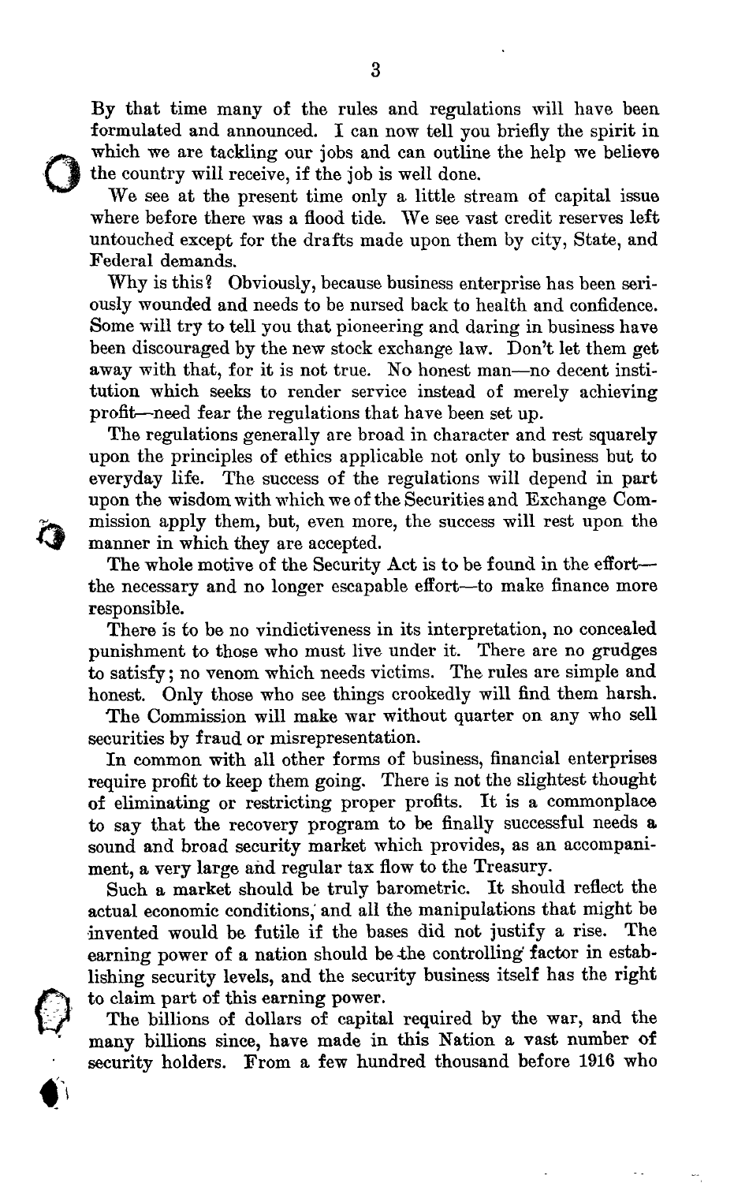By that time many of the rules and regulations will have been formulated and announced. I can now tell you briefly the spirit in which we are tackling our jobs and can outline the help we believe the country will receive, if the job is well done.

We see at the present time only a little stream of capital issue where before there was a flood tide. We see vast credit reserves left untouched except for the drafts made upon them by city, State, and Federal demands.

Why is this? Obviously, because business enterprise has been seriously wounded and needs to be nursed back to health and confidence. Some will try to tell you that pioneering and daring in business have been discouraged by the new stock exchange law. Don't let them get away with that, for it is not true. No honest man—no decent institution which seeks to render service instead of merely achieving profit—need fear the regulations that have been set up.

The regulations generally are broad in character and rest squarely upon the principles of ethics applicable not only to business but to everyday life. The success of the regulations will depend in part upon the wisdom with which we of the Securities and Exchange Commission apply them, but, even more, the success will rest upon the manner in which they are accepted.

The whole motive of the Security Act is to be found in the effort—the necessary and no longer escapable effort—to make finance more responsible.

There is to be no vindictiveness in its interpretation, no concealed punishment to those who must live under it. There are no grudges to satisfy; no venom which needs victims. The rules are simple and honest. Only those who see things crookedly will find them harsh.

The Commission will make war without quarter on any who sell securities by fraud or misrepresentation.

In common with all other forms of business, financial enterprises require profit to keep them going. There is not the slightest thought of eliminating or restricting proper profits. It is a commonplace to say that the recovery program to be finally successful needs a sound and broad security market which provides, as an accompaniment, a very large and regular tax flow to the Treasury.

Such a market should be truly barometric. It should reflect the actual economic conditions, and all the manipulations that might be invented would be futile if the bases did not justify a rise. The earning power of a nation should be the controlling factor in establishing security levels, and the security business itself has the right to claim part of this earning power.

The billions of dollars of capital required by the war, and the many billions since, have made in this Nation a vast number of security holders. From a few hundred thousand before 1916 who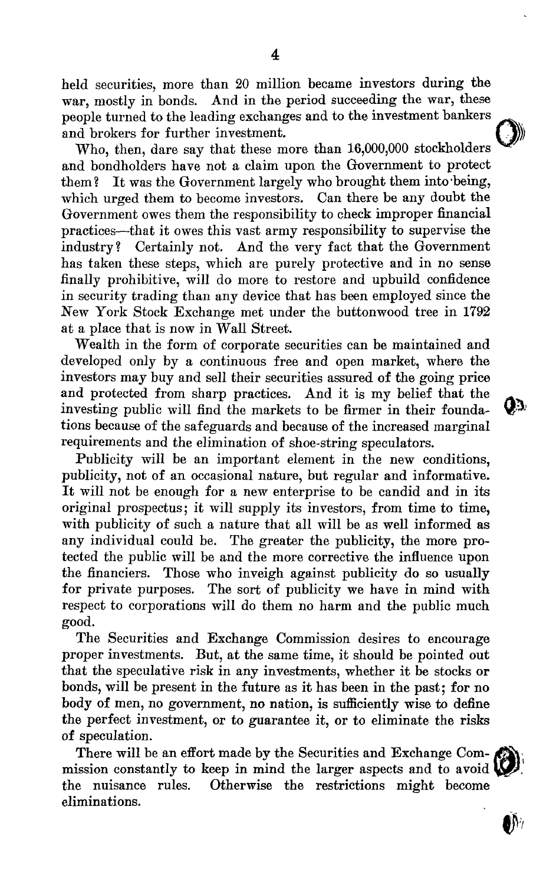held securities, more than 20 million became investors during the war, mostly in bonds. And in the period succeeding the war, these people turned to the leading exchanges and to the investment bankers and brokers for further investment.

Who, then, dare say that these more than 16,000,000 stockholders and bondholders have not a claim upon the Government to protect them? It was the Government largely who brought them into being, which urged them to become investors. Can there be any doubt the Government owes them the responsibility to check improper financial practices—that it owes this vast army responsibility to supervise the industry? Certainly not. And the very fact that the Government has taken these steps, which are purely protective and in no sense finally prohibitive, will do more to restore and upbuild confidence in security trading than any device that has been employed since the New York Stock Exchange met under the buttonwood tree in 1792 at a place that is now in Wall Street.

Wealth in the form of corporate securities can be maintained and developed only by a continuous free and open market, where the investors may buy and sell their securities assured of the going price and protected from sharp practices. And it is my belief that the investing public will find the markets to be firmer in their foundations because of the safeguards and because of the increased marginal requirements and the elimination of shoe-string speculators.

Publicity will be an important element in the new conditions, publicity, not of an occasional nature, but regular and informative. It will not be enough for a new enterprise to be candid and in its original prospectus; it will supply its investors, from time to time, with publicity of such a nature that all will be as well informed as any individual could be. The greater the publicity, the more protected the public will be and the more corrective the influence upon the financiers. Those who inveigh against publicity do so usually for private purposes. The sort of publicity we have in mind with respect to corporations will do them no harm and the public much good.

The Securities and Exchange Commission desires to encourage proper investments. But, at the same time, it should be pointed out that the speculative risk in any investments, whether it be stocks or bonds, will be present in the future as it has been in the past; for no body of men, no government, no nation, is sufficiently wise to define the perfect investment, or to guarantee it, or to eliminate the risks of speculation.

There will be an effort made by the Securities and Exchange Commission constantly to keep in mind the larger aspects and to avoid the nuisance rules. Otherwise the restrictions might become eliminations.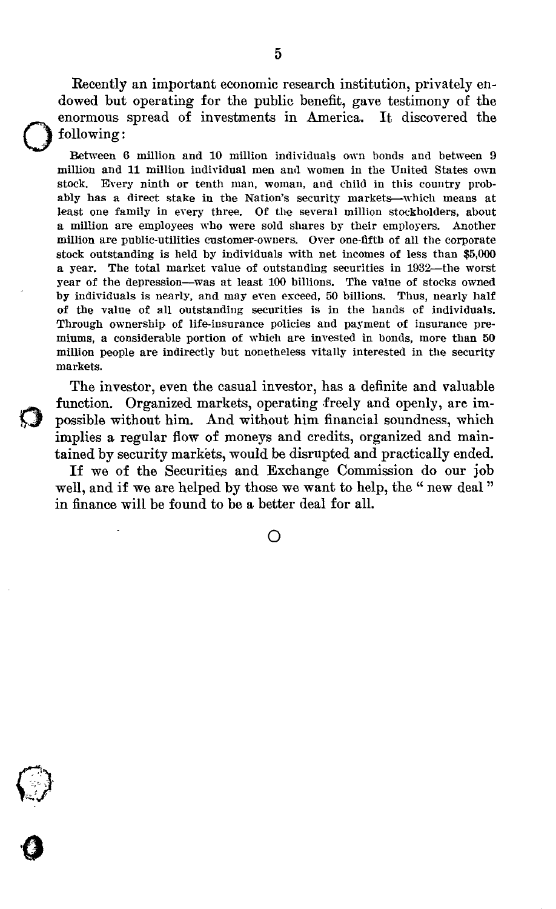Recently an important economic research institution, privately endowed but operating for the public benefit, gave testimony of the enormous spread of investments in America. It discovered the following:

> Between 6 million and 10 million individuals own bonds and between 9 million and 11 million individual men and women in the United States own stock. Every ninth or tenth man, woman, and child in this country probably has a direct stake in the Nation's security markets—which means at least one family in every three. Of the several million stockholders, about a million are employees who were sold shares by their employers. Another million are public-utilities customer-owners. Over one-fifth of all the corporate stock outstanding is held by individuals with net incomes of less than $5,000 a year. The total market value of outstanding securities in 1932—the worst year of the depression—was at least 100 billions. The value of stocks owned by individuals is nearly, and may even exceed, 50 billions. Thus, nearly half of the value of all outstanding securities is in the hands of individuals. Through ownership of life-insurance policies and payment of insurance premiums, a considerable portion of which are invested in bonds, more than 50 million people are indirectly but nonetheless vitally interested in the security markets.

The investor, even the casual investor, has a definite and valuable function. Organized markets, operating freely and openly, are impossible without him. And without him financial soundness, which implies a regular flow of moneys and credits, organized and maintained by security markets, would be disrupted and practically ended.

If we of the Securities and Exchange Commission do our job well, and if we are helped by those we want to help, the "new deal" in finance will be found to be a better deal for all.